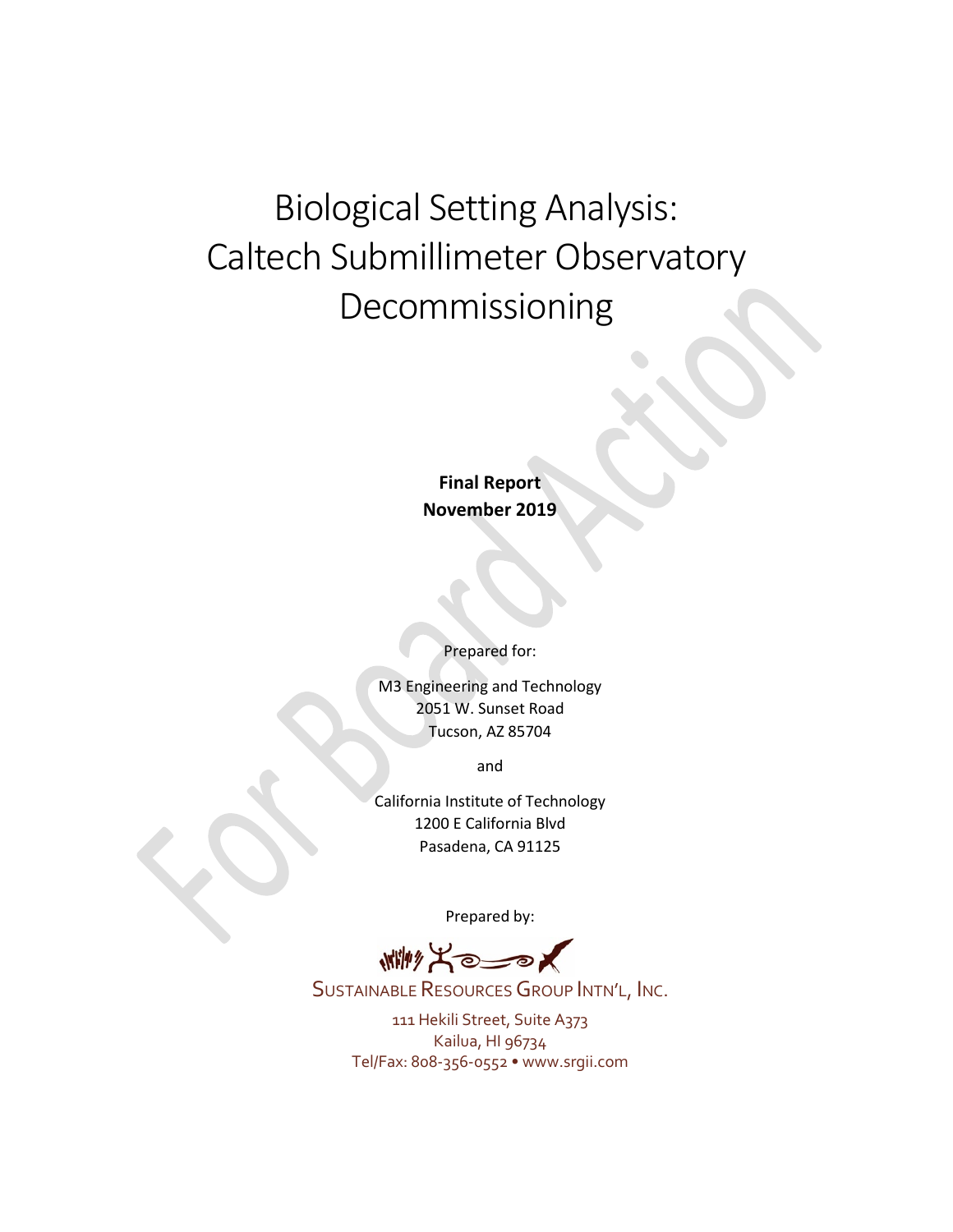# Biological Setting Analysis: Caltech Submillimeter Observatory Decommissioning

**Final Report**
**November 2019**

Prepared for:

M3 Engineering and Technology
2051 W. Sunset Road
Tucson, AZ 85704

and

California Institute of Technology
1200 E California Blvd
Pasadena, CA 91125

Prepared by:

SUSTAINABLE RESOURCES GROUP INTN'L, INC.

111 Hekili Street, Suite A373
Kailua, HI 96734
Tel/Fax: 808-356-0552 • www.srgii.com

For Board Action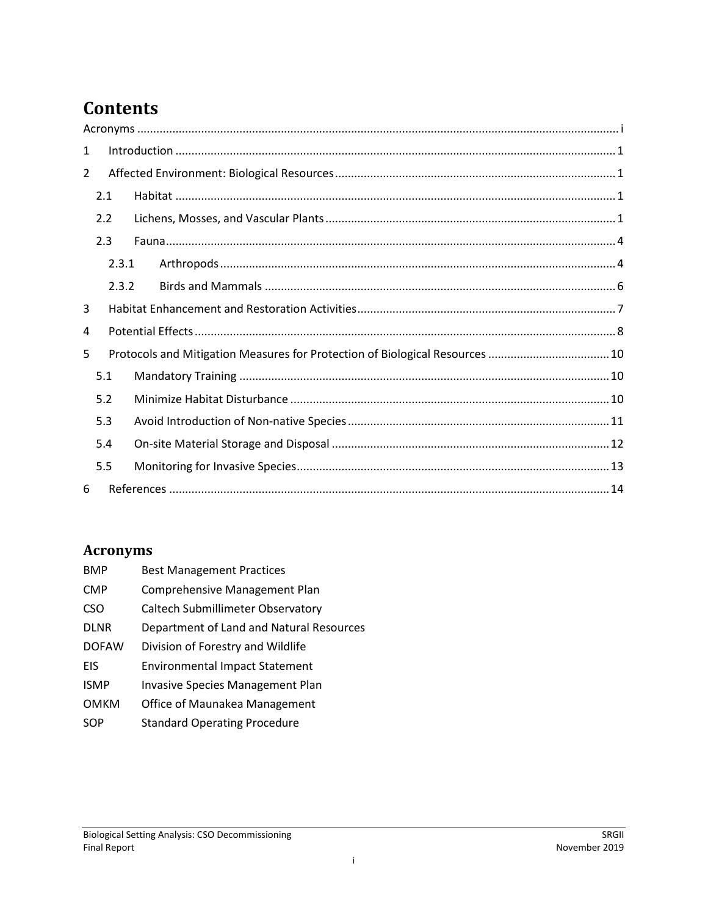# Contents

Acronyms ..................................................................................................................................... i

1 Introduction ......................................................................................................................... 1

2 Affected Environment: Biological Resources ....................................................................... 1

2.1 Habitat ........................................................................................................................ 1

2.2 Lichens, Mosses, and Vascular Plants .......................................................................... 1

2.3 Fauna ........................................................................................................................... 4

2.3.1 Arthropods .......................................................................................................... 4

2.3.2 Birds and Mammals ............................................................................................ 6

3 Habitat Enhancement and Restoration Activities ................................................................ 7

4 Potential Effects .................................................................................................................. 8

5 Protocols and Mitigation Measures for Protection of Biological Resources ...................... 10

5.1 Mandatory Training ................................................................................................... 10

5.2 Minimize Habitat Disturbance ................................................................................... 10

5.3 Avoid Introduction of Non-native Species ................................................................. 11

5.4 On-site Material Storage and Disposal ...................................................................... 12

5.5 Monitoring for Invasive Species ................................................................................. 13

6 References ........................................................................................................................ 14

# Acronyms

| | |
|---|---|
| BMP | Best Management Practices |
| CMP | Comprehensive Management Plan |
| CSO | Caltech Submillimeter Observatory |
| DLNR | Department of Land and Natural Resources |
| DOFAW | Division of Forestry and Wildlife |
| EIS | Environmental Impact Statement |
| ISMP | Invasive Species Management Plan |
| OMKM | Office of Maunakea Management |
| SOP | Standard Operating Procedure |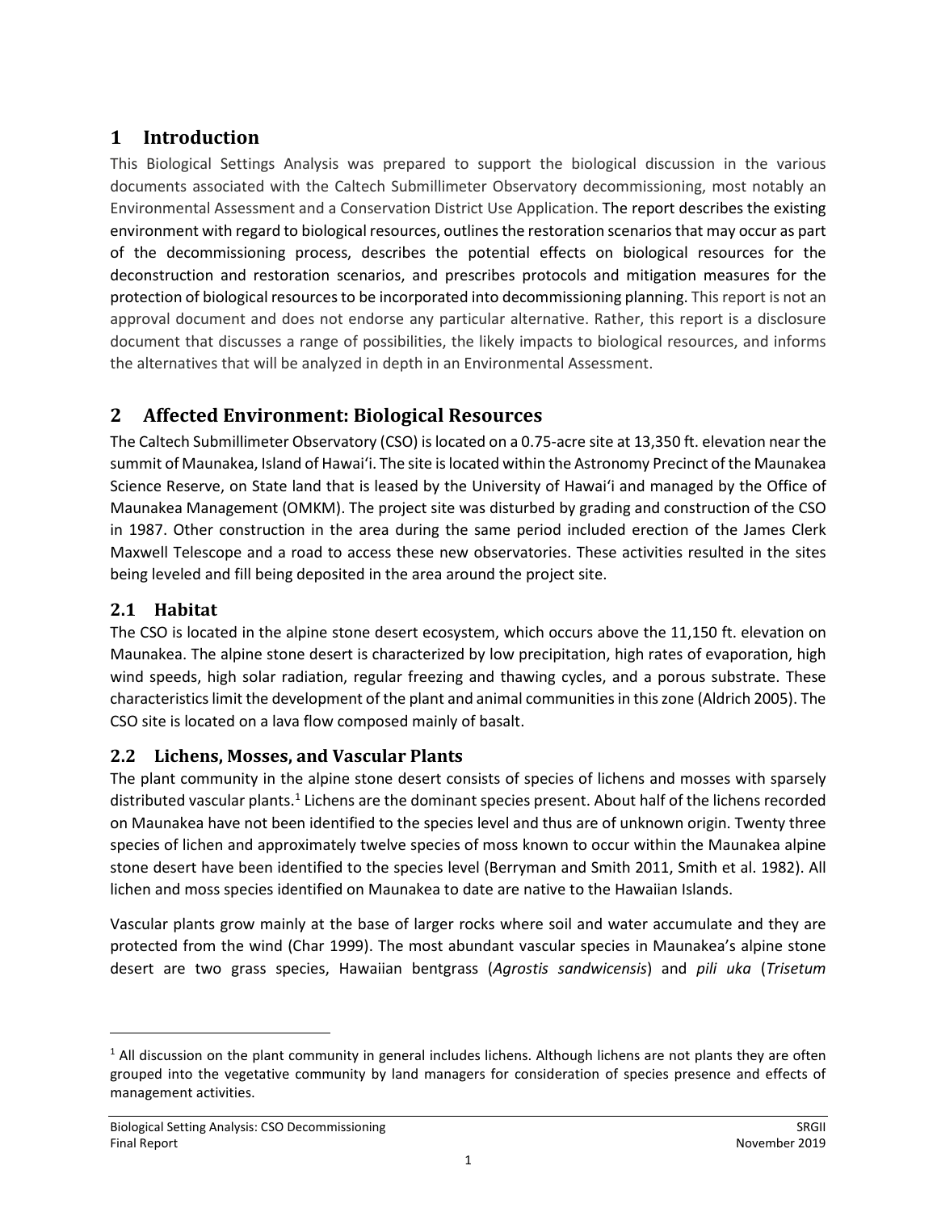# 1 Introduction

This Biological Settings Analysis was prepared to support the biological discussion in the various documents associated with the Caltech Submillimeter Observatory decommissioning, most notably an Environmental Assessment and a Conservation District Use Application. The report describes the existing environment with regard to biological resources, outlines the restoration scenarios that may occur as part of the decommissioning process, describes the potential effects on biological resources for the deconstruction and restoration scenarios, and prescribes protocols and mitigation measures for the protection of biological resources to be incorporated into decommissioning planning. This report is not an approval document and does not endorse any particular alternative. Rather, this report is a disclosure document that discusses a range of possibilities, the likely impacts to biological resources, and informs the alternatives that will be analyzed in depth in an Environmental Assessment.

# 2 Affected Environment: Biological Resources

The Caltech Submillimeter Observatory (CSO) is located on a 0.75-acre site at 13,350 ft. elevation near the summit of Maunakea, Island of Hawaiʻi. The site is located within the Astronomy Precinct of the Maunakea Science Reserve, on State land that is leased by the University of Hawaiʻi and managed by the Office of Maunakea Management (OMKM). The project site was disturbed by grading and construction of the CSO in 1987. Other construction in the area during the same period included erection of the James Clerk Maxwell Telescope and a road to access these new observatories. These activities resulted in the sites being leveled and fill being deposited in the area around the project site.

## 2.1 Habitat

The CSO is located in the alpine stone desert ecosystem, which occurs above the 11,150 ft. elevation on Maunakea. The alpine stone desert is characterized by low precipitation, high rates of evaporation, high wind speeds, high solar radiation, regular freezing and thawing cycles, and a porous substrate. These characteristics limit the development of the plant and animal communities in this zone (Aldrich 2005). The CSO site is located on a lava flow composed mainly of basalt.

## 2.2 Lichens, Mosses, and Vascular Plants

The plant community in the alpine stone desert consists of species of lichens and mosses with sparsely distributed vascular plants.[1] Lichens are the dominant species present. About half of the lichens recorded on Maunakea have not been identified to the species level and thus are of unknown origin. Twenty three species of lichen and approximately twelve species of moss known to occur within the Maunakea alpine stone desert have been identified to the species level (Berryman and Smith 2011, Smith et al. 1982). All lichen and moss species identified on Maunakea to date are native to the Hawaiian Islands.

Vascular plants grow mainly at the base of larger rocks where soil and water accumulate and they are protected from the wind (Char 1999). The most abundant vascular species in Maunakea's alpine stone desert are two grass species, Hawaiian bentgrass (*Agrostis sandwicensis*) and *pili uka* (*Trisetum*

[1] All discussion on the plant community in general includes lichens. Although lichens are not plants they are often grouped into the vegetative community by land managers for consideration of species presence and effects of management activities.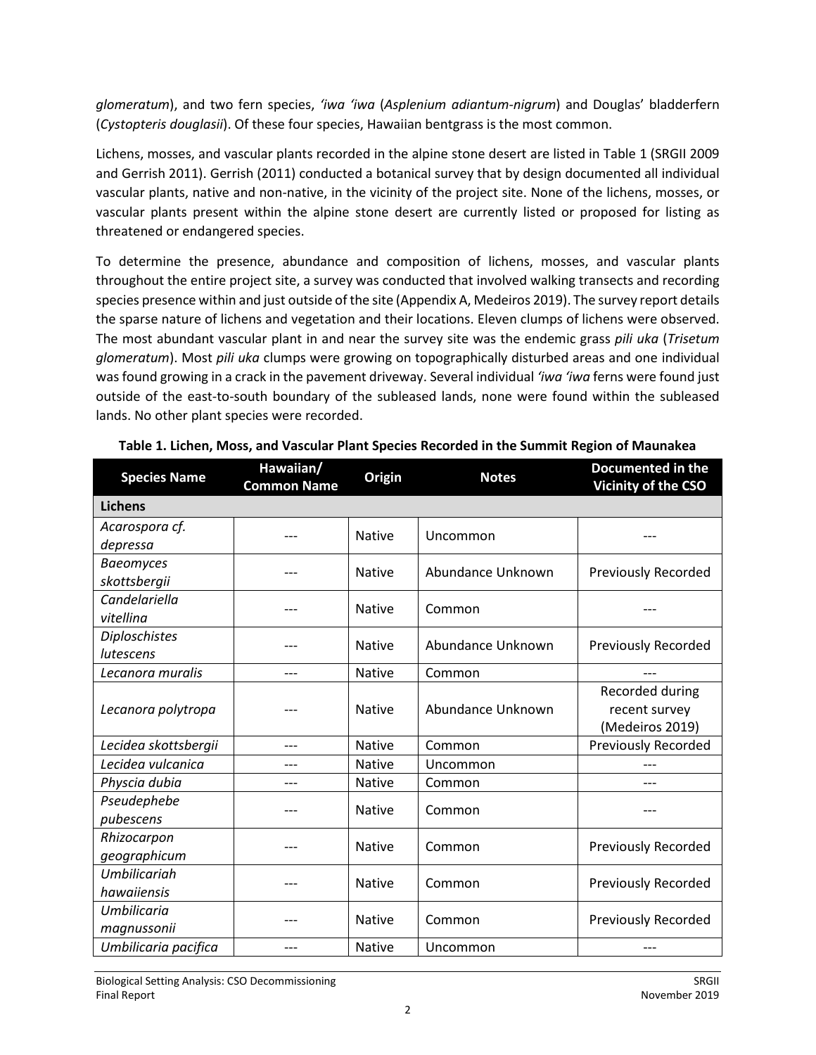*glomeratum*), and two fern species, *ʻiwa ʻiwa* (*Asplenium adiantum-nigrum*) and Douglas' bladderfern (*Cystopteris douglasii*). Of these four species, Hawaiian bentgrass is the most common.

Lichens, mosses, and vascular plants recorded in the alpine stone desert are listed in Table 1 (SRGII 2009 and Gerrish 2011). Gerrish (2011) conducted a botanical survey that by design documented all individual vascular plants, native and non-native, in the vicinity of the project site. None of the lichens, mosses, or vascular plants present within the alpine stone desert are currently listed or proposed for listing as threatened or endangered species.

To determine the presence, abundance and composition of lichens, mosses, and vascular plants throughout the entire project site, a survey was conducted that involved walking transects and recording species presence within and just outside of the site (Appendix A, Medeiros 2019). The survey report details the sparse nature of lichens and vegetation and their locations. Eleven clumps of lichens were observed. The most abundant vascular plant in and near the survey site was the endemic grass *pili uka* (*Trisetum glomeratum*). Most *pili uka* clumps were growing on topographically disturbed areas and one individual was found growing in a crack in the pavement driveway. Several individual *ʻiwa ʻiwa* ferns were found just outside of the east-to-south boundary of the subleased lands, none were found within the subleased lands. No other plant species were recorded.

**Table 1. Lichen, Moss, and Vascular Plant Species Recorded in the Summit Region of Maunakea**

| Species Name | Hawaiian/ Common Name | Origin | Notes | Documented in the Vicinity of the CSO |
|---|---|---|---|---|
| **Lichens** | | | | |
| *Acarospora cf. depressa* | --- | Native | Uncommon | --- |
| *Baeomyces skottsbergii* | --- | Native | Abundance Unknown | Previously Recorded |
| *Candelariella vitellina* | --- | Native | Common | --- |
| *Diploschistes lutescens* | --- | Native | Abundance Unknown | Previously Recorded |
| *Lecanora muralis* | --- | Native | Common | --- |
| *Lecanora polytropa* | --- | Native | Abundance Unknown | Recorded during recent survey (Medeiros 2019) |
| *Lecidea skottsbergii* | --- | Native | Common | Previously Recorded |
| *Lecidea vulcanica* | --- | Native | Uncommon | --- |
| *Physcia dubia* | --- | Native | Common | --- |
| *Pseudephebe pubescens* | --- | Native | Common | --- |
| *Rhizocarpon geographicum* | --- | Native | Common | Previously Recorded |
| *Umbilicariah hawaiiensis* | --- | Native | Common | Previously Recorded |
| *Umbilicaria magnussonii* | --- | Native | Common | Previously Recorded |
| *Umbilicaria pacifica* | --- | Native | Uncommon | --- |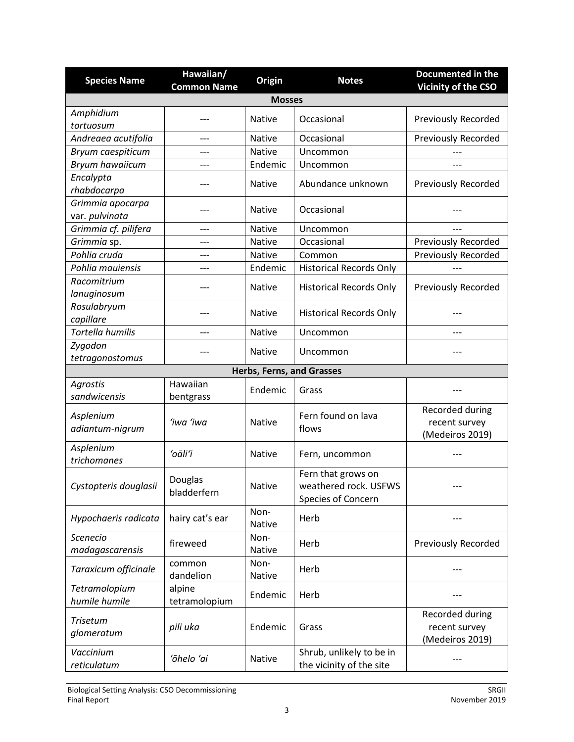| Species Name | Hawaiian/ Common Name | Origin | Notes | Documented in the Vicinity of the CSO |
|---|---|---|---|---|
| **Mosses** | | | | |
| *Amphidium tortuosum* | --- | Native | Occasional | Previously Recorded |
| *Andreaea acutifolia* | --- | Native | Occasional | Previously Recorded |
| *Bryum caespiticum* | --- | Native | Uncommon | --- |
| *Bryum hawaiicum* | --- | Endemic | Uncommon | --- |
| *Encalypta rhabdocarpa* | --- | Native | Abundance unknown | Previously Recorded |
| *Grimmia apocarpa* var. *pulvinata* | --- | Native | Occasional | --- |
| *Grimmia cf. pilifera* | --- | Native | Uncommon | --- |
| *Grimmia* sp. | --- | Native | Occasional | Previously Recorded |
| *Pohlia cruda* | --- | Native | Common | Previously Recorded |
| *Pohlia mauiensis* | --- | Endemic | Historical Records Only | --- |
| *Racomitrium lanuginosum* | --- | Native | Historical Records Only | Previously Recorded |
| *Rosulabryum capillare* | --- | Native | Historical Records Only | --- |
| *Tortella humilis* | --- | Native | Uncommon | --- |
| *Zygodon tetragonostomus* | --- | Native | Uncommon | --- |
| **Herbs, Ferns, and Grasses** | | | | |
| *Agrostis sandwicensis* | Hawaiian bentgrass | Endemic | Grass | --- |
| *Asplenium adiantum-nigrum* | *ʻiwa ʻiwa* | Native | Fern found on lava flows | Recorded during recent survey (Medeiros 2019) |
| *Asplenium trichomanes* | *ʻoāliʻi* | Native | Fern, uncommon | --- |
| *Cystopteris douglasii* | Douglas bladderfern | Native | Fern that grows on weathered rock. USFWS Species of Concern | --- |
| *Hypochaeris radicata* | hairy cat's ear | Non-Native | Herb | --- |
| *Scenecio madagascarensis* | fireweed | Non-Native | Herb | Previously Recorded |
| *Taraxicum officinale* | common dandelion | Non-Native | Herb | --- |
| *Tetramolopium humile humile* | alpine tetramolopium | Endemic | Herb | --- |
| *Trisetum glomeratum* | *pili uka* | Endemic | Grass | Recorded during recent survey (Medeiros 2019) |
| *Vaccinium reticulatum* | *ʻōhelo ʻai* | Native | Shrub, unlikely to be in the vicinity of the site | --- |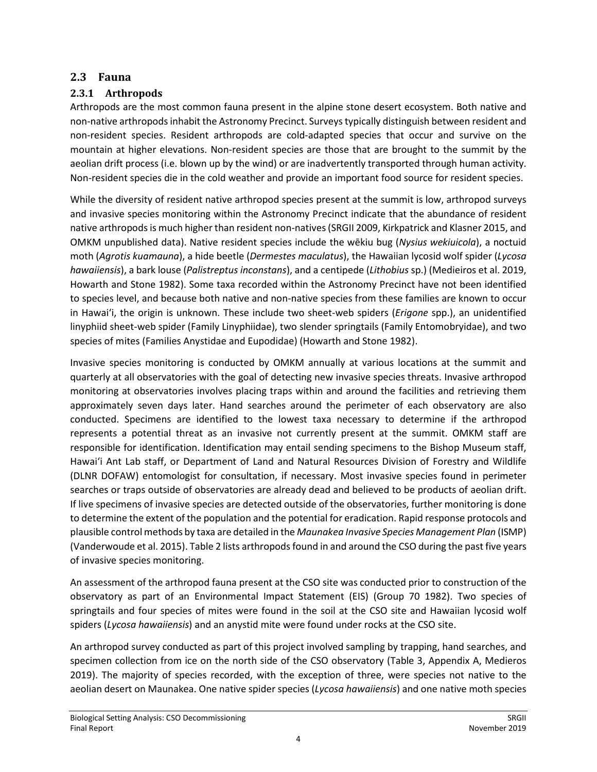## 2.3 Fauna

### 2.3.1 Arthropods

Arthropods are the most common fauna present in the alpine stone desert ecosystem. Both native and non-native arthropods inhabit the Astronomy Precinct. Surveys typically distinguish between resident and non-resident species. Resident arthropods are cold-adapted species that occur and survive on the mountain at higher elevations. Non-resident species are those that are brought to the summit by the aeolian drift process (i.e. blown up by the wind) or are inadvertently transported through human activity. Non-resident species die in the cold weather and provide an important food source for resident species.

While the diversity of resident native arthropod species present at the summit is low, arthropod surveys and invasive species monitoring within the Astronomy Precinct indicate that the abundance of resident native arthropods is much higher than resident non-natives (SRGII 2009, Kirkpatrick and Klasner 2015, and OMKM unpublished data). Native resident species include the wēkiu bug (*Nysius wekiuicola*), a noctuid moth (*Agrotis kuamauna*), a hide beetle (*Dermestes maculatus*), the Hawaiian lycosid wolf spider (*Lycosa hawaiiensis*), a bark louse (*Palistreptus inconstans*), and a centipede (*Lithobius* sp.) (Medieiros et al. 2019, Howarth and Stone 1982). Some taxa recorded within the Astronomy Precinct have not been identified to species level, and because both native and non-native species from these families are known to occur in Hawaiʻi, the origin is unknown. These include two sheet-web spiders (*Erigone* spp.), an unidentified linyphiid sheet-web spider (Family Linyphiidae), two slender springtails (Family Entomobryidae), and two species of mites (Families Anystidae and Eupodidae) (Howarth and Stone 1982).

Invasive species monitoring is conducted by OMKM annually at various locations at the summit and quarterly at all observatories with the goal of detecting new invasive species threats. Invasive arthropod monitoring at observatories involves placing traps within and around the facilities and retrieving them approximately seven days later. Hand searches around the perimeter of each observatory are also conducted. Specimens are identified to the lowest taxa necessary to determine if the arthropod represents a potential threat as an invasive not currently present at the summit. OMKM staff are responsible for identification. Identification may entail sending specimens to the Bishop Museum staff, Hawaiʻi Ant Lab staff, or Department of Land and Natural Resources Division of Forestry and Wildlife (DLNR DOFAW) entomologist for consultation, if necessary. Most invasive species found in perimeter searches or traps outside of observatories are already dead and believed to be products of aeolian drift. If live specimens of invasive species are detected outside of the observatories, further monitoring is done to determine the extent of the population and the potential for eradication. Rapid response protocols and plausible control methods by taxa are detailed in the *Maunakea Invasive Species Management Plan* (ISMP) (Vanderwoude et al. 2015). Table 2 lists arthropods found in and around the CSO during the past five years of invasive species monitoring.

An assessment of the arthropod fauna present at the CSO site was conducted prior to construction of the observatory as part of an Environmental Impact Statement (EIS) (Group 70 1982). Two species of springtails and four species of mites were found in the soil at the CSO site and Hawaiian lycosid wolf spiders (*Lycosa hawaiiensis*) and an anystid mite were found under rocks at the CSO site.

An arthropod survey conducted as part of this project involved sampling by trapping, hand searches, and specimen collection from ice on the north side of the CSO observatory (Table 3, Appendix A, Medieros 2019). The majority of species recorded, with the exception of three, were species not native to the aeolian desert on Maunakea. One native spider species (*Lycosa hawaiiensis*) and one native moth species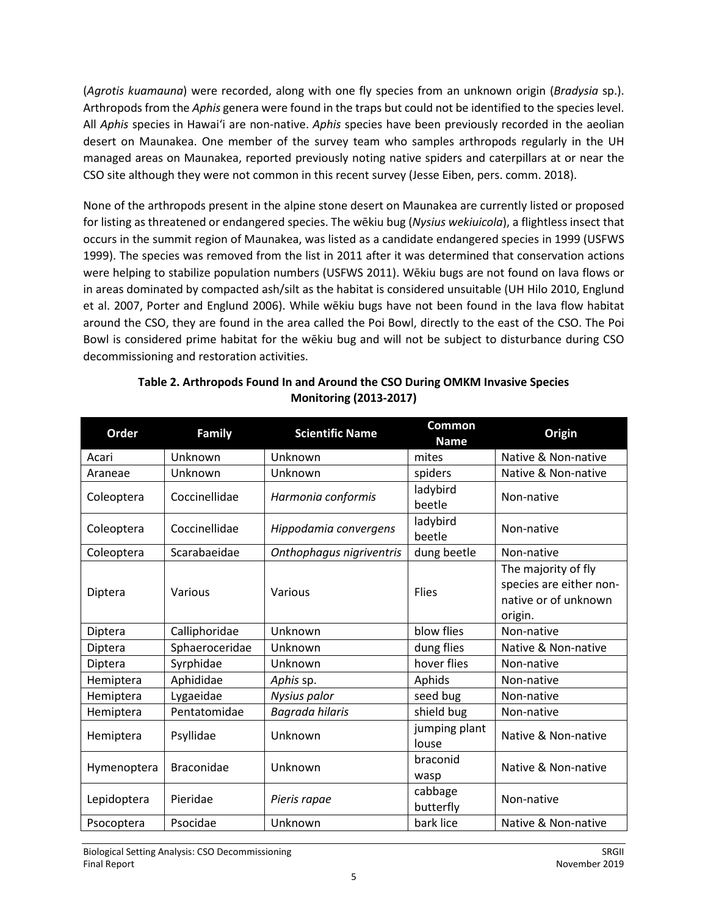(*Agrotis kuamauna*) were recorded, along with one fly species from an unknown origin (*Bradysia* sp.). Arthropods from the *Aphis* genera were found in the traps but could not be identified to the species level. All *Aphis* species in Hawaiʻi are non-native. *Aphis* species have been previously recorded in the aeolian desert on Maunakea. One member of the survey team who samples arthropods regularly in the UH managed areas on Maunakea, reported previously noting native spiders and caterpillars at or near the CSO site although they were not common in this recent survey (Jesse Eiben, pers. comm. 2018).

None of the arthropods present in the alpine stone desert on Maunakea are currently listed or proposed for listing as threatened or endangered species. The wēkiu bug (*Nysius wekiuicola*), a flightless insect that occurs in the summit region of Maunakea, was listed as a candidate endangered species in 1999 (USFWS 1999). The species was removed from the list in 2011 after it was determined that conservation actions were helping to stabilize population numbers (USFWS 2011). Wēkiu bugs are not found on lava flows or in areas dominated by compacted ash/silt as the habitat is considered unsuitable (UH Hilo 2010, Englund et al. 2007, Porter and Englund 2006). While wēkiu bugs have not been found in the lava flow habitat around the CSO, they are found in the area called the Poi Bowl, directly to the east of the CSO. The Poi Bowl is considered prime habitat for the wēkiu bug and will not be subject to disturbance during CSO decommissioning and restoration activities.

**Table 2. Arthropods Found In and Around the CSO During OMKM Invasive Species Monitoring (2013-2017)**

| Order | Family | Scientific Name | Common Name | Origin |
|---|---|---|---|---|
| Acari | Unknown | Unknown | mites | Native & Non-native |
| Araneae | Unknown | Unknown | spiders | Native & Non-native |
| Coleoptera | Coccinellidae | *Harmonia conformis* | ladybird beetle | Non-native |
| Coleoptera | Coccinellidae | *Hippodamia convergens* | ladybird beetle | Non-native |
| Coleoptera | Scarabaeidae | *Onthophagus nigriventris* | dung beetle | Non-native |
| Diptera | Various | Various | Flies | The majority of fly species are either non-native or of unknown origin. |
| Diptera | Calliphoridae | Unknown | blow flies | Non-native |
| Diptera | Sphaeroceridae | Unknown | dung flies | Native & Non-native |
| Diptera | Syrphidae | Unknown | hover flies | Non-native |
| Hemiptera | Aphididae | *Aphis* sp. | Aphids | Non-native |
| Hemiptera | Lygaeidae | *Nysius palor* | seed bug | Non-native |
| Hemiptera | Pentatomidae | *Bagrada hilaris* | shield bug | Non-native |
| Hemiptera | Psyllidae | Unknown | jumping plant louse | Native & Non-native |
| Hymenoptera | Braconidae | Unknown | braconid wasp | Native & Non-native |
| Lepidoptera | Pieridae | *Pieris rapae* | cabbage butterfly | Non-native |
| Psocoptera | Psocidae | Unknown | bark lice | Native & Non-native |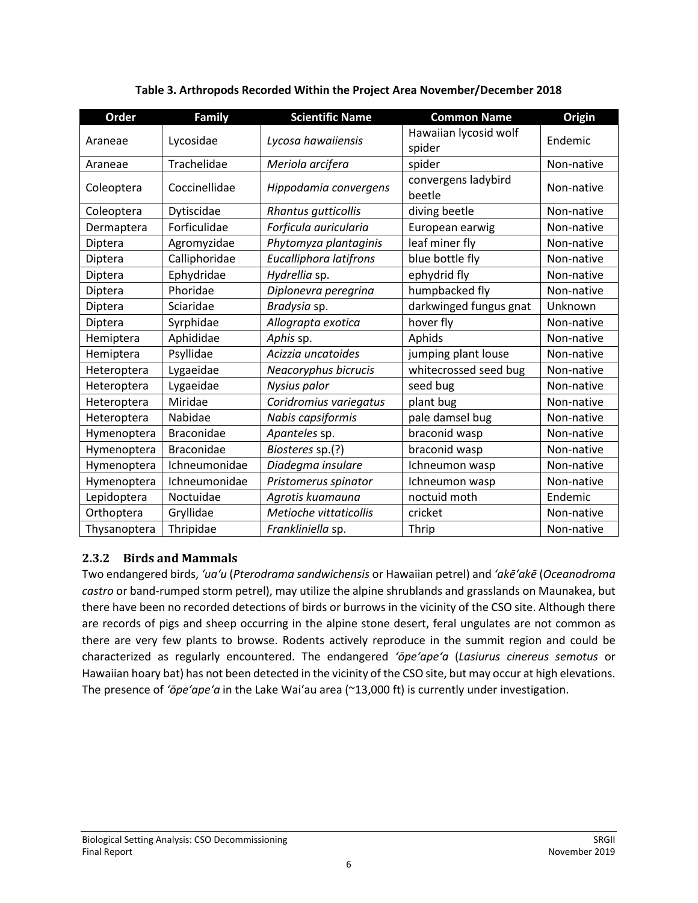**Table 3. Arthropods Recorded Within the Project Area November/December 2018**

| Order | Family | Scientific Name | Common Name | Origin |
|---|---|---|---|---|
| Araneae | Lycosidae | *Lycosa hawaiiensis* | Hawaiian lycosid wolf spider | Endemic |
| Araneae | Trachelidae | *Meriola arcifera* | spider | Non-native |
| Coleoptera | Coccinellidae | *Hippodamia convergens* | convergens ladybird beetle | Non-native |
| Coleoptera | Dytiscidae | *Rhantus gutticollis* | diving beetle | Non-native |
| Dermaptera | Forficulidae | *Forficula auricularia* | European earwig | Non-native |
| Diptera | Agromyzidae | *Phytomyza plantaginis* | leaf miner fly | Non-native |
| Diptera | Calliphoridae | *Eucalliphora latifrons* | blue bottle fly | Non-native |
| Diptera | Ephydridae | *Hydrellia* sp. | ephydrid fly | Non-native |
| Diptera | Phoridae | *Diplonevra peregrina* | humpbacked fly | Non-native |
| Diptera | Sciaridae | *Bradysia* sp. | darkwinged fungus gnat | Unknown |
| Diptera | Syrphidae | *Allograpta exotica* | hover fly | Non-native |
| Hemiptera | Aphididae | *Aphis* sp. | Aphids | Non-native |
| Hemiptera | Psyllidae | *Acizzia uncatoides* | jumping plant louse | Non-native |
| Heteroptera | Lygaeidae | *Neacoryphus bicrucis* | whitecrossed seed bug | Non-native |
| Heteroptera | Lygaeidae | *Nysius palor* | seed bug | Non-native |
| Heteroptera | Miridae | *Coridromius variegatus* | plant bug | Non-native |
| Heteroptera | Nabidae | *Nabis capsiformis* | pale damsel bug | Non-native |
| Hymenoptera | Braconidae | *Apanteles* sp. | braconid wasp | Non-native |
| Hymenoptera | Braconidae | *Biosteres* sp.(?) | braconid wasp | Non-native |
| Hymenoptera | Ichneumonidae | *Diadegma insulare* | Ichneumon wasp | Non-native |
| Hymenoptera | Ichneumonidae | *Pristomerus spinator* | Ichneumon wasp | Non-native |
| Lepidoptera | Noctuidae | *Agrotis kuamauna* | noctuid moth | Endemic |
| Orthoptera | Gryllidae | *Metioche vittaticollis* | cricket | Non-native |
| Thysanoptera | Thripidae | *Frankliniella* sp. | Thrip | Non-native |

### 2.3.2 Birds and Mammals

Two endangered birds, *ʻuaʻu* (*Pterodrama sandwichensis* or Hawaiian petrel) and *ʻakēʻakē* (*Oceanodroma castro* or band-rumped storm petrel), may utilize the alpine shrublands and grasslands on Maunakea, but there have been no recorded detections of birds or burrows in the vicinity of the CSO site. Although there are records of pigs and sheep occurring in the alpine stone desert, feral ungulates are not common as there are very few plants to browse. Rodents actively reproduce in the summit region and could be characterized as regularly encountered. The endangered *ʻōpeʻapeʻa* (*Lasiurus cinereus semotus* or Hawaiian hoary bat) has not been detected in the vicinity of the CSO site, but may occur at high elevations. The presence of *ʻōpeʻapeʻa* in the Lake Waiʻau area (~13,000 ft) is currently under investigation.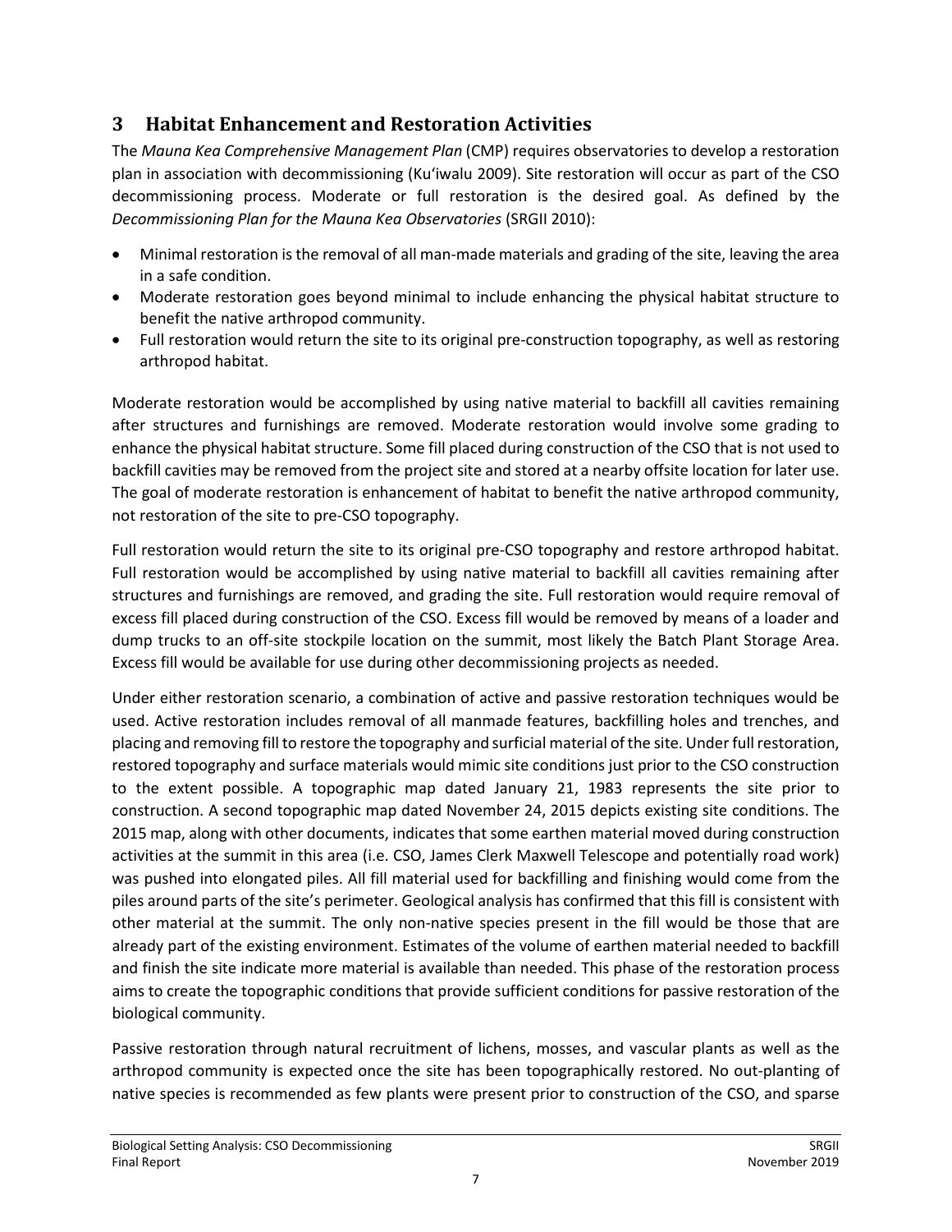## 3 Habitat Enhancement and Restoration Activities

The *Mauna Kea Comprehensive Management Plan* (CMP) requires observatories to develop a restoration plan in association with decommissioning (Ku'iwalu 2009). Site restoration will occur as part of the CSO decommissioning process. Moderate or full restoration is the desired goal. As defined by the *Decommissioning Plan for the Mauna Kea Observatories* (SRGII 2010):

- Minimal restoration is the removal of all man-made materials and grading of the site, leaving the area in a safe condition.
- Moderate restoration goes beyond minimal to include enhancing the physical habitat structure to benefit the native arthropod community.
- Full restoration would return the site to its original pre-construction topography, as well as restoring arthropod habitat.

Moderate restoration would be accomplished by using native material to backfill all cavities remaining after structures and furnishings are removed. Moderate restoration would involve some grading to enhance the physical habitat structure. Some fill placed during construction of the CSO that is not used to backfill cavities may be removed from the project site and stored at a nearby offsite location for later use. The goal of moderate restoration is enhancement of habitat to benefit the native arthropod community, not restoration of the site to pre-CSO topography.

Full restoration would return the site to its original pre-CSO topography and restore arthropod habitat. Full restoration would be accomplished by using native material to backfill all cavities remaining after structures and furnishings are removed, and grading the site. Full restoration would require removal of excess fill placed during construction of the CSO. Excess fill would be removed by means of a loader and dump trucks to an off-site stockpile location on the summit, most likely the Batch Plant Storage Area. Excess fill would be available for use during other decommissioning projects as needed.

Under either restoration scenario, a combination of active and passive restoration techniques would be used. Active restoration includes removal of all manmade features, backfilling holes and trenches, and placing and removing fill to restore the topography and surficial material of the site. Under full restoration, restored topography and surface materials would mimic site conditions just prior to the CSO construction to the extent possible. A topographic map dated January 21, 1983 represents the site prior to construction. A second topographic map dated November 24, 2015 depicts existing site conditions. The 2015 map, along with other documents, indicates that some earthen material moved during construction activities at the summit in this area (i.e. CSO, James Clerk Maxwell Telescope and potentially road work) was pushed into elongated piles. All fill material used for backfilling and finishing would come from the piles around parts of the site's perimeter. Geological analysis has confirmed that this fill is consistent with other material at the summit. The only non-native species present in the fill would be those that are already part of the existing environment. Estimates of the volume of earthen material needed to backfill and finish the site indicate more material is available than needed. This phase of the restoration process aims to create the topographic conditions that provide sufficient conditions for passive restoration of the biological community.

Passive restoration through natural recruitment of lichens, mosses, and vascular plants as well as the arthropod community is expected once the site has been topographically restored. No out-planting of native species is recommended as few plants were present prior to construction of the CSO, and sparse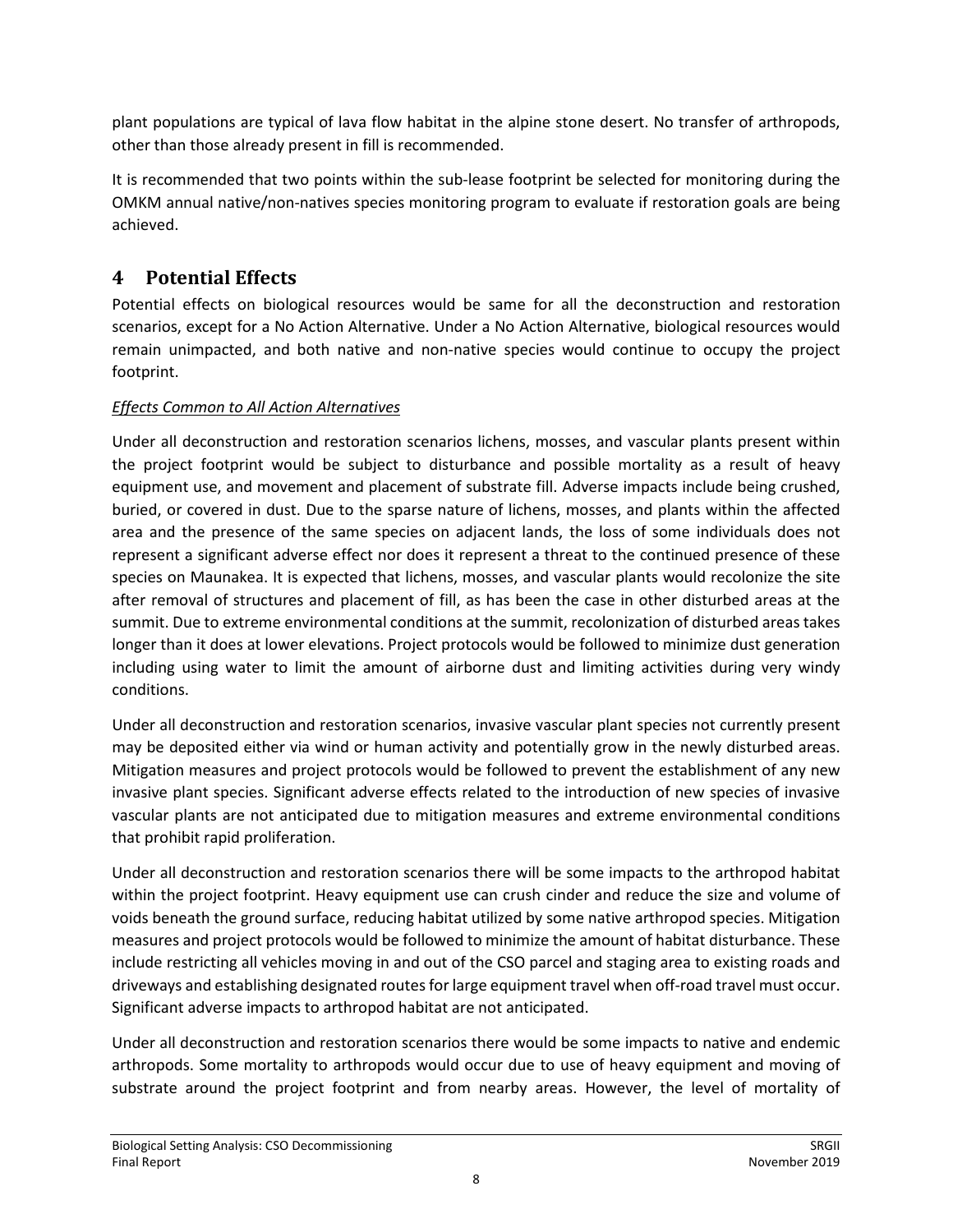plant populations are typical of lava flow habitat in the alpine stone desert. No transfer of arthropods, other than those already present in fill is recommended.

It is recommended that two points within the sub-lease footprint be selected for monitoring during the OMKM annual native/non-natives species monitoring program to evaluate if restoration goals are being achieved.

# 4 Potential Effects

Potential effects on biological resources would be same for all the deconstruction and restoration scenarios, except for a No Action Alternative. Under a No Action Alternative, biological resources would remain unimpacted, and both native and non-native species would continue to occupy the project footprint.

*Effects Common to All Action Alternatives*

Under all deconstruction and restoration scenarios lichens, mosses, and vascular plants present within the project footprint would be subject to disturbance and possible mortality as a result of heavy equipment use, and movement and placement of substrate fill. Adverse impacts include being crushed, buried, or covered in dust. Due to the sparse nature of lichens, mosses, and plants within the affected area and the presence of the same species on adjacent lands, the loss of some individuals does not represent a significant adverse effect nor does it represent a threat to the continued presence of these species on Maunakea. It is expected that lichens, mosses, and vascular plants would recolonize the site after removal of structures and placement of fill, as has been the case in other disturbed areas at the summit. Due to extreme environmental conditions at the summit, recolonization of disturbed areas takes longer than it does at lower elevations. Project protocols would be followed to minimize dust generation including using water to limit the amount of airborne dust and limiting activities during very windy conditions.

Under all deconstruction and restoration scenarios, invasive vascular plant species not currently present may be deposited either via wind or human activity and potentially grow in the newly disturbed areas. Mitigation measures and project protocols would be followed to prevent the establishment of any new invasive plant species. Significant adverse effects related to the introduction of new species of invasive vascular plants are not anticipated due to mitigation measures and extreme environmental conditions that prohibit rapid proliferation.

Under all deconstruction and restoration scenarios there will be some impacts to the arthropod habitat within the project footprint. Heavy equipment use can crush cinder and reduce the size and volume of voids beneath the ground surface, reducing habitat utilized by some native arthropod species. Mitigation measures and project protocols would be followed to minimize the amount of habitat disturbance. These include restricting all vehicles moving in and out of the CSO parcel and staging area to existing roads and driveways and establishing designated routes for large equipment travel when off-road travel must occur. Significant adverse impacts to arthropod habitat are not anticipated.

Under all deconstruction and restoration scenarios there would be some impacts to native and endemic arthropods. Some mortality to arthropods would occur due to use of heavy equipment and moving of substrate around the project footprint and from nearby areas. However, the level of mortality of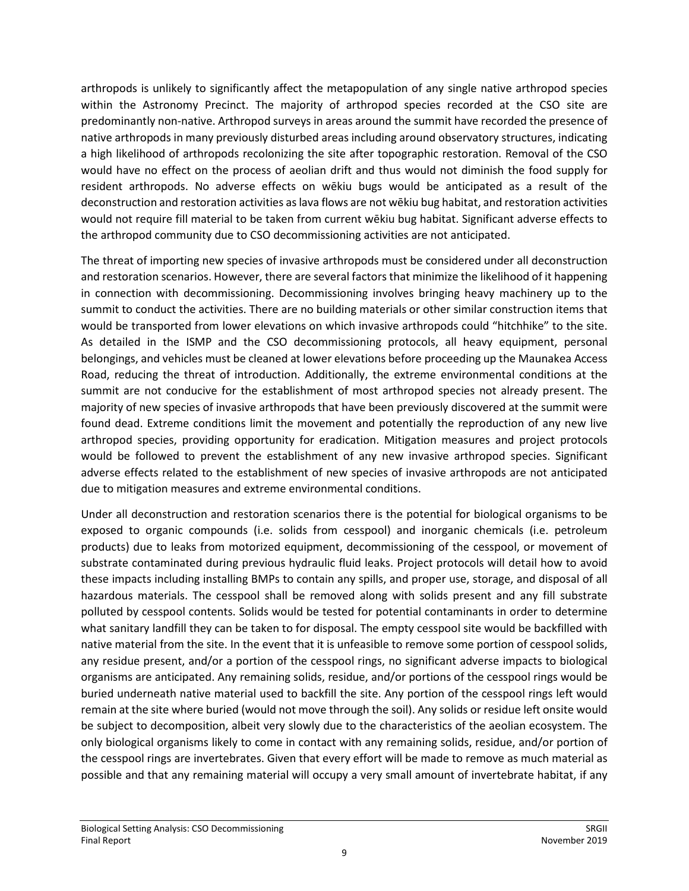arthropods is unlikely to significantly affect the metapopulation of any single native arthropod species within the Astronomy Precinct. The majority of arthropod species recorded at the CSO site are predominantly non-native. Arthropod surveys in areas around the summit have recorded the presence of native arthropods in many previously disturbed areas including around observatory structures, indicating a high likelihood of arthropods recolonizing the site after topographic restoration. Removal of the CSO would have no effect on the process of aeolian drift and thus would not diminish the food supply for resident arthropods. No adverse effects on wēkiu bugs would be anticipated as a result of the deconstruction and restoration activities as lava flows are not wēkiu bug habitat, and restoration activities would not require fill material to be taken from current wēkiu bug habitat. Significant adverse effects to the arthropod community due to CSO decommissioning activities are not anticipated.

The threat of importing new species of invasive arthropods must be considered under all deconstruction and restoration scenarios. However, there are several factors that minimize the likelihood of it happening in connection with decommissioning. Decommissioning involves bringing heavy machinery up to the summit to conduct the activities. There are no building materials or other similar construction items that would be transported from lower elevations on which invasive arthropods could "hitchhike" to the site. As detailed in the ISMP and the CSO decommissioning protocols, all heavy equipment, personal belongings, and vehicles must be cleaned at lower elevations before proceeding up the Maunakea Access Road, reducing the threat of introduction. Additionally, the extreme environmental conditions at the summit are not conducive for the establishment of most arthropod species not already present. The majority of new species of invasive arthropods that have been previously discovered at the summit were found dead. Extreme conditions limit the movement and potentially the reproduction of any new live arthropod species, providing opportunity for eradication. Mitigation measures and project protocols would be followed to prevent the establishment of any new invasive arthropod species. Significant adverse effects related to the establishment of new species of invasive arthropods are not anticipated due to mitigation measures and extreme environmental conditions.

Under all deconstruction and restoration scenarios there is the potential for biological organisms to be exposed to organic compounds (i.e. solids from cesspool) and inorganic chemicals (i.e. petroleum products) due to leaks from motorized equipment, decommissioning of the cesspool, or movement of substrate contaminated during previous hydraulic fluid leaks. Project protocols will detail how to avoid these impacts including installing BMPs to contain any spills, and proper use, storage, and disposal of all hazardous materials. The cesspool shall be removed along with solids present and any fill substrate polluted by cesspool contents. Solids would be tested for potential contaminants in order to determine what sanitary landfill they can be taken to for disposal. The empty cesspool site would be backfilled with native material from the site. In the event that it is unfeasible to remove some portion of cesspool solids, any residue present, and/or a portion of the cesspool rings, no significant adverse impacts to biological organisms are anticipated. Any remaining solids, residue, and/or portions of the cesspool rings would be buried underneath native material used to backfill the site. Any portion of the cesspool rings left would remain at the site where buried (would not move through the soil). Any solids or residue left onsite would be subject to decomposition, albeit very slowly due to the characteristics of the aeolian ecosystem. The only biological organisms likely to come in contact with any remaining solids, residue, and/or portion of the cesspool rings are invertebrates. Given that every effort will be made to remove as much material as possible and that any remaining material will occupy a very small amount of invertebrate habitat, if any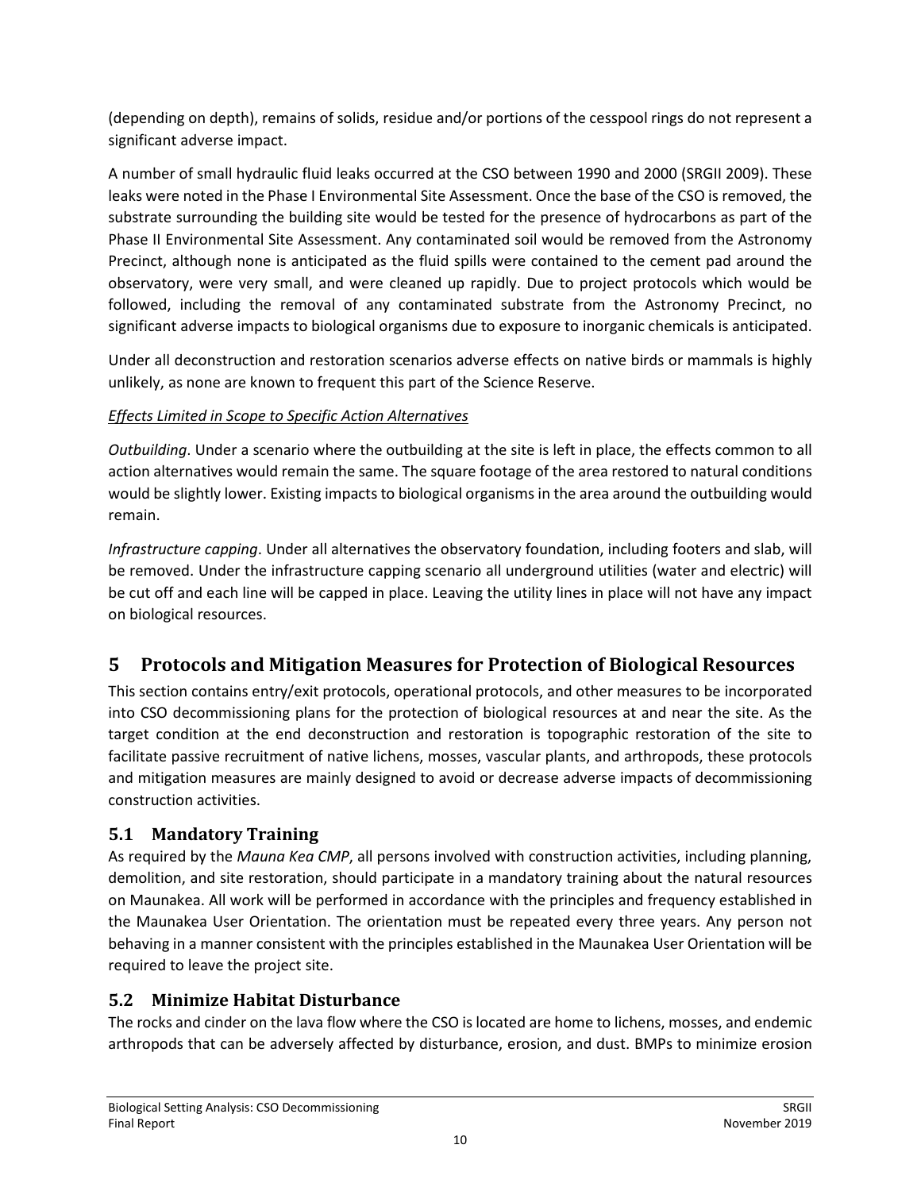(depending on depth), remains of solids, residue and/or portions of the cesspool rings do not represent a significant adverse impact.

A number of small hydraulic fluid leaks occurred at the CSO between 1990 and 2000 (SRGII 2009). These leaks were noted in the Phase I Environmental Site Assessment. Once the base of the CSO is removed, the substrate surrounding the building site would be tested for the presence of hydrocarbons as part of the Phase II Environmental Site Assessment. Any contaminated soil would be removed from the Astronomy Precinct, although none is anticipated as the fluid spills were contained to the cement pad around the observatory, were very small, and were cleaned up rapidly. Due to project protocols which would be followed, including the removal of any contaminated substrate from the Astronomy Precinct, no significant adverse impacts to biological organisms due to exposure to inorganic chemicals is anticipated.

Under all deconstruction and restoration scenarios adverse effects on native birds or mammals is highly unlikely, as none are known to frequent this part of the Science Reserve.

*Effects Limited in Scope to Specific Action Alternatives*

*Outbuilding*. Under a scenario where the outbuilding at the site is left in place, the effects common to all action alternatives would remain the same. The square footage of the area restored to natural conditions would be slightly lower. Existing impacts to biological organisms in the area around the outbuilding would remain.

*Infrastructure capping*. Under all alternatives the observatory foundation, including footers and slab, will be removed. Under the infrastructure capping scenario all underground utilities (water and electric) will be cut off and each line will be capped in place. Leaving the utility lines in place will not have any impact on biological resources.

# 5 Protocols and Mitigation Measures for Protection of Biological Resources

This section contains entry/exit protocols, operational protocols, and other measures to be incorporated into CSO decommissioning plans for the protection of biological resources at and near the site. As the target condition at the end deconstruction and restoration is topographic restoration of the site to facilitate passive recruitment of native lichens, mosses, vascular plants, and arthropods, these protocols and mitigation measures are mainly designed to avoid or decrease adverse impacts of decommissioning construction activities.

## 5.1 Mandatory Training

As required by the *Mauna Kea CMP*, all persons involved with construction activities, including planning, demolition, and site restoration, should participate in a mandatory training about the natural resources on Maunakea. All work will be performed in accordance with the principles and frequency established in the Maunakea User Orientation. The orientation must be repeated every three years. Any person not behaving in a manner consistent with the principles established in the Maunakea User Orientation will be required to leave the project site.

## 5.2 Minimize Habitat Disturbance

The rocks and cinder on the lava flow where the CSO is located are home to lichens, mosses, and endemic arthropods that can be adversely affected by disturbance, erosion, and dust. BMPs to minimize erosion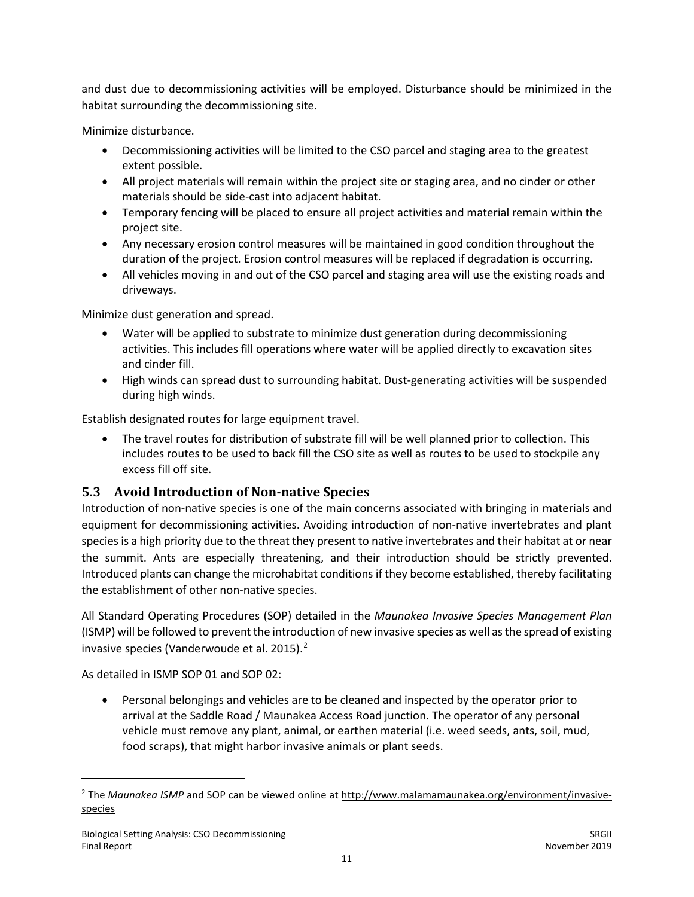and dust due to decommissioning activities will be employed. Disturbance should be minimized in the habitat surrounding the decommissioning site.

Minimize disturbance.

- Decommissioning activities will be limited to the CSO parcel and staging area to the greatest extent possible.
- All project materials will remain within the project site or staging area, and no cinder or other materials should be side-cast into adjacent habitat.
- Temporary fencing will be placed to ensure all project activities and material remain within the project site.
- Any necessary erosion control measures will be maintained in good condition throughout the duration of the project. Erosion control measures will be replaced if degradation is occurring.
- All vehicles moving in and out of the CSO parcel and staging area will use the existing roads and driveways.

Minimize dust generation and spread.

- Water will be applied to substrate to minimize dust generation during decommissioning activities. This includes fill operations where water will be applied directly to excavation sites and cinder fill.
- High winds can spread dust to surrounding habitat. Dust-generating activities will be suspended during high winds.

Establish designated routes for large equipment travel.

- The travel routes for distribution of substrate fill will be well planned prior to collection. This includes routes to be used to back fill the CSO site as well as routes to be used to stockpile any excess fill off site.

## 5.3 Avoid Introduction of Non-native Species

Introduction of non-native species is one of the main concerns associated with bringing in materials and equipment for decommissioning activities. Avoiding introduction of non-native invertebrates and plant species is a high priority due to the threat they present to native invertebrates and their habitat at or near the summit. Ants are especially threatening, and their introduction should be strictly prevented. Introduced plants can change the microhabitat conditions if they become established, thereby facilitating the establishment of other non-native species.

All Standard Operating Procedures (SOP) detailed in the *Maunakea Invasive Species Management Plan* (ISMP) will be followed to prevent the introduction of new invasive species as well as the spread of existing invasive species (Vanderwoude et al. 2015).[2]

As detailed in ISMP SOP 01 and SOP 02:

- Personal belongings and vehicles are to be cleaned and inspected by the operator prior to arrival at the Saddle Road / Maunakea Access Road junction. The operator of any personal vehicle must remove any plant, animal, or earthen material (i.e. weed seeds, ants, soil, mud, food scraps), that might harbor invasive animals or plant seeds.

---

[2] The *Maunakea ISMP* and SOP can be viewed online at http://www.malamamaunakea.org/environment/invasive-species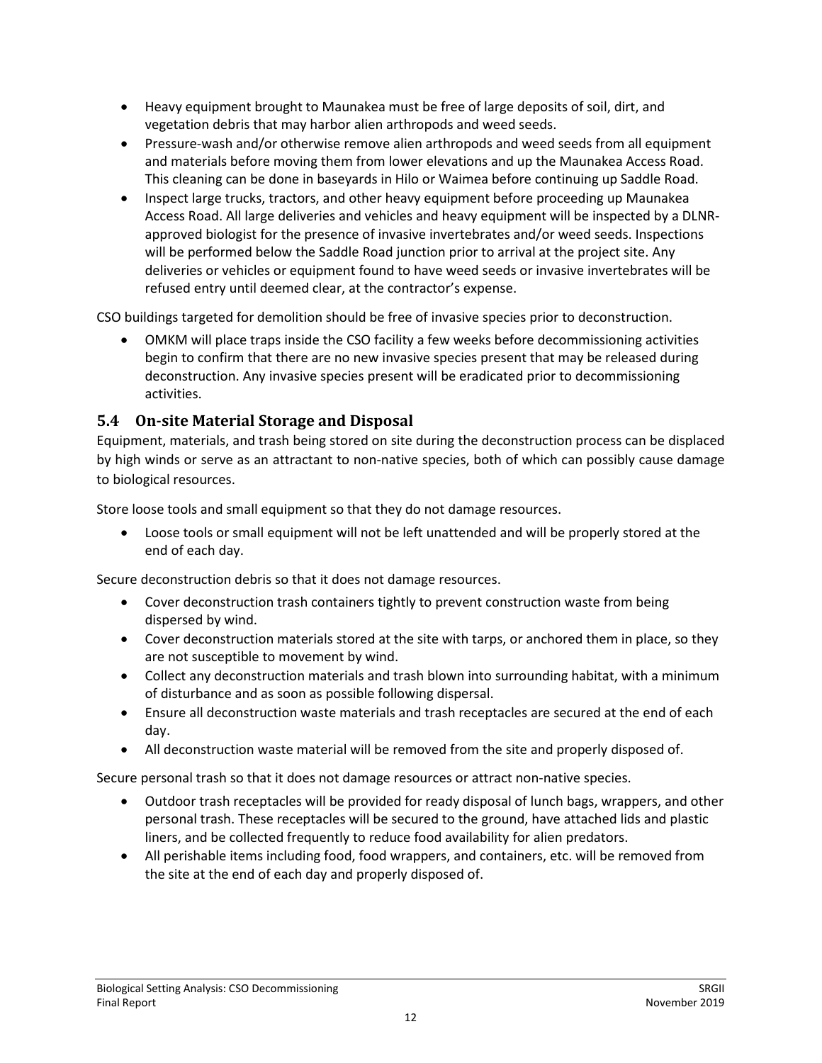- Heavy equipment brought to Maunakea must be free of large deposits of soil, dirt, and vegetation debris that may harbor alien arthropods and weed seeds.
- Pressure-wash and/or otherwise remove alien arthropods and weed seeds from all equipment and materials before moving them from lower elevations and up the Maunakea Access Road. This cleaning can be done in baseyards in Hilo or Waimea before continuing up Saddle Road.
- Inspect large trucks, tractors, and other heavy equipment before proceeding up Maunakea Access Road. All large deliveries and vehicles and heavy equipment will be inspected by a DLNR-approved biologist for the presence of invasive invertebrates and/or weed seeds. Inspections will be performed below the Saddle Road junction prior to arrival at the project site. Any deliveries or vehicles or equipment found to have weed seeds or invasive invertebrates will be refused entry until deemed clear, at the contractor's expense.

CSO buildings targeted for demolition should be free of invasive species prior to deconstruction.

- OMKM will place traps inside the CSO facility a few weeks before decommissioning activities begin to confirm that there are no new invasive species present that may be released during deconstruction. Any invasive species present will be eradicated prior to decommissioning activities.

## 5.4 On-site Material Storage and Disposal

Equipment, materials, and trash being stored on site during the deconstruction process can be displaced by high winds or serve as an attractant to non-native species, both of which can possibly cause damage to biological resources.

Store loose tools and small equipment so that they do not damage resources.

- Loose tools or small equipment will not be left unattended and will be properly stored at the end of each day.

Secure deconstruction debris so that it does not damage resources.

- Cover deconstruction trash containers tightly to prevent construction waste from being dispersed by wind.
- Cover deconstruction materials stored at the site with tarps, or anchored them in place, so they are not susceptible to movement by wind.
- Collect any deconstruction materials and trash blown into surrounding habitat, with a minimum of disturbance and as soon as possible following dispersal.
- Ensure all deconstruction waste materials and trash receptacles are secured at the end of each day.
- All deconstruction waste material will be removed from the site and properly disposed of.

Secure personal trash so that it does not damage resources or attract non-native species.

- Outdoor trash receptacles will be provided for ready disposal of lunch bags, wrappers, and other personal trash. These receptacles will be secured to the ground, have attached lids and plastic liners, and be collected frequently to reduce food availability for alien predators.
- All perishable items including food, food wrappers, and containers, etc. will be removed from the site at the end of each day and properly disposed of.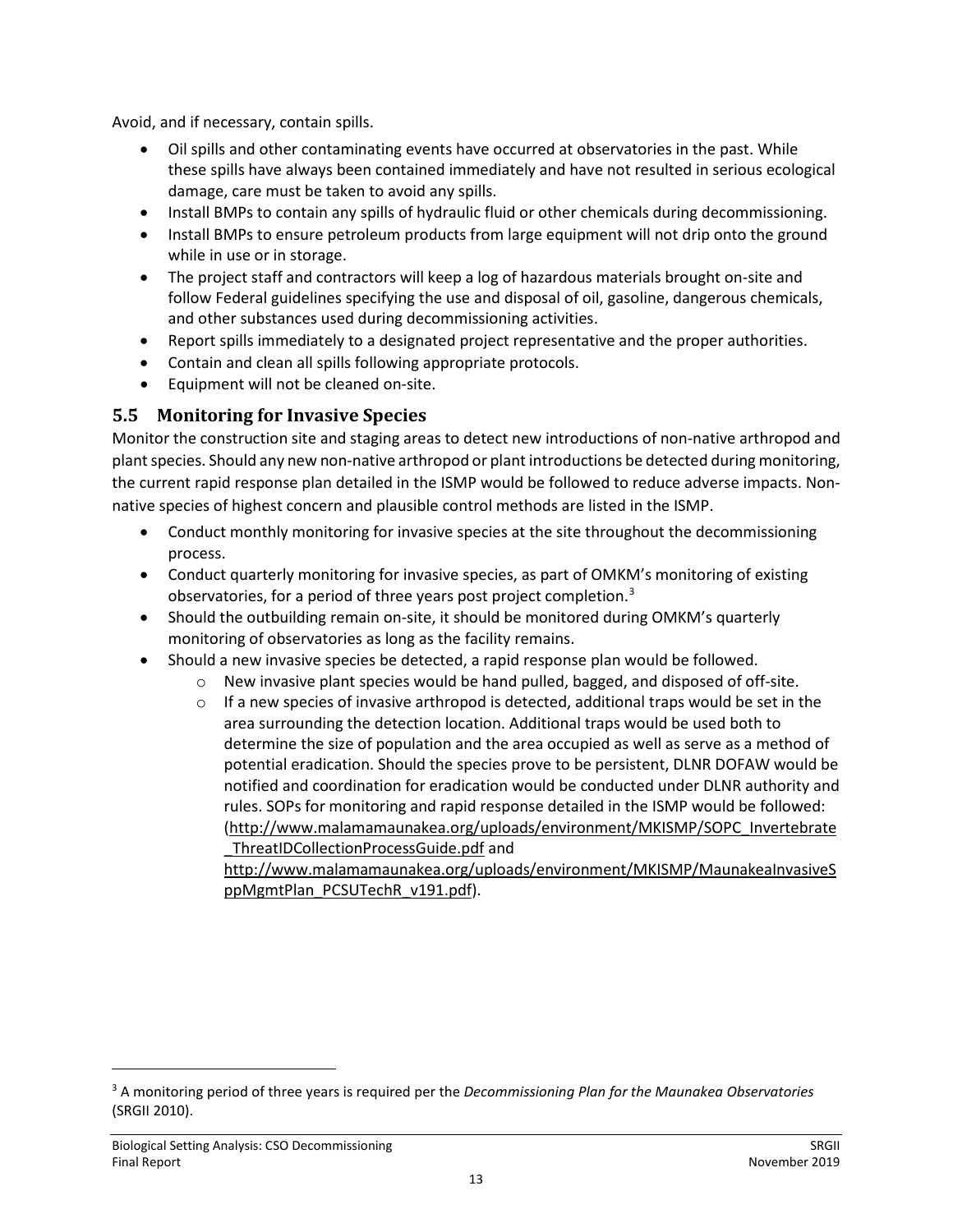Avoid, and if necessary, contain spills.

- Oil spills and other contaminating events have occurred at observatories in the past. While these spills have always been contained immediately and have not resulted in serious ecological damage, care must be taken to avoid any spills.
- Install BMPs to contain any spills of hydraulic fluid or other chemicals during decommissioning.
- Install BMPs to ensure petroleum products from large equipment will not drip onto the ground while in use or in storage.
- The project staff and contractors will keep a log of hazardous materials brought on-site and follow Federal guidelines specifying the use and disposal of oil, gasoline, dangerous chemicals, and other substances used during decommissioning activities.
- Report spills immediately to a designated project representative and the proper authorities.
- Contain and clean all spills following appropriate protocols.
- Equipment will not be cleaned on-site.

## 5.5 Monitoring for Invasive Species

Monitor the construction site and staging areas to detect new introductions of non-native arthropod and plant species. Should any new non-native arthropod or plant introductions be detected during monitoring, the current rapid response plan detailed in the ISMP would be followed to reduce adverse impacts. Non-native species of highest concern and plausible control methods are listed in the ISMP.

- Conduct monthly monitoring for invasive species at the site throughout the decommissioning process.
- Conduct quarterly monitoring for invasive species, as part of OMKM's monitoring of existing observatories, for a period of three years post project completion.[3]
- Should the outbuilding remain on-site, it should be monitored during OMKM's quarterly monitoring of observatories as long as the facility remains.
- Should a new invasive species be detected, a rapid response plan would be followed.
  - New invasive plant species would be hand pulled, bagged, and disposed of off-site.
  - If a new species of invasive arthropod is detected, additional traps would be set in the area surrounding the detection location. Additional traps would be used both to determine the size of population and the area occupied as well as serve as a method of potential eradication. Should the species prove to be persistent, DLNR DOFAW would be notified and coordination for eradication would be conducted under DLNR authority and rules. SOPs for monitoring and rapid response detailed in the ISMP would be followed: (http://www.malamamaunakea.org/uploads/environment/MKISMP/SOPC_Invertebrate_ThreatIDCollectionProcessGuide.pdf and http://www.malamamaunakea.org/uploads/environment/MKISMP/MaunakeaInvasiveSppMgmtPlan_PCSUTechR_v191.pdf).

---

[3] A monitoring period of three years is required per the *Decommissioning Plan for the Maunakea Observatories* (SRGII 2010).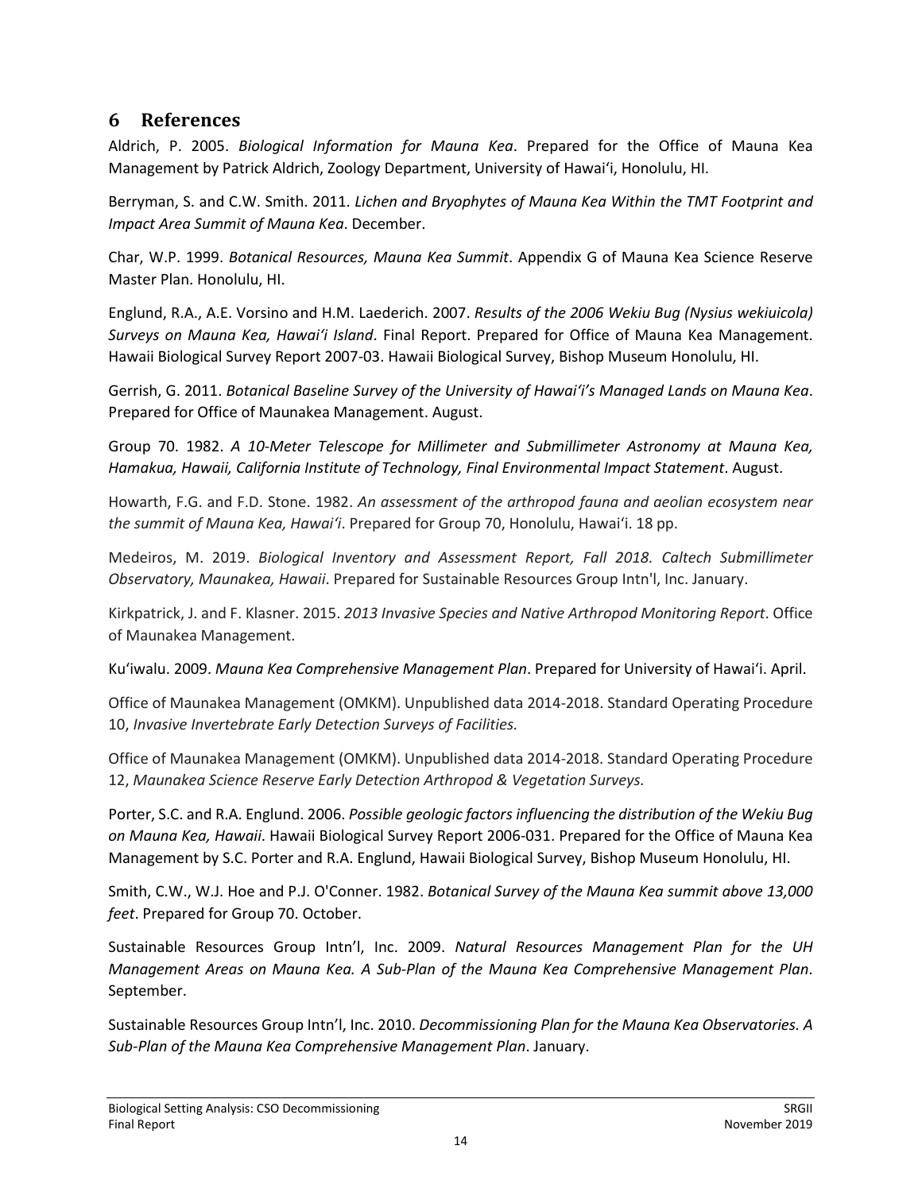## 6 References

Aldrich, P. 2005. *Biological Information for Mauna Kea*. Prepared for the Office of Mauna Kea Management by Patrick Aldrich, Zoology Department, University of Hawaiʻi, Honolulu, HI.

Berryman, S. and C.W. Smith. 2011. *Lichen and Bryophytes of Mauna Kea Within the TMT Footprint and Impact Area Summit of Mauna Kea*. December.

Char, W.P. 1999. *Botanical Resources, Mauna Kea Summit*. Appendix G of Mauna Kea Science Reserve Master Plan. Honolulu, HI.

Englund, R.A., A.E. Vorsino and H.M. Laederich. 2007. *Results of the 2006 Wekiu Bug (Nysius wekiuicola) Surveys on Mauna Kea, Hawaiʻi Island*. Final Report. Prepared for Office of Mauna Kea Management. Hawaii Biological Survey Report 2007-03. Hawaii Biological Survey, Bishop Museum Honolulu, HI.

Gerrish, G. 2011. *Botanical Baseline Survey of the University of Hawaiʻi's Managed Lands on Mauna Kea*. Prepared for Office of Maunakea Management. August.

Group 70. 1982. *A 10-Meter Telescope for Millimeter and Submillimeter Astronomy at Mauna Kea, Hamakua, Hawaii, California Institute of Technology, Final Environmental Impact Statement*. August.

Howarth, F.G. and F.D. Stone. 1982. *An assessment of the arthropod fauna and aeolian ecosystem near the summit of Mauna Kea, Hawaiʻi*. Prepared for Group 70, Honolulu, Hawaiʻi. 18 pp.

Medeiros, M. 2019. *Biological Inventory and Assessment Report, Fall 2018. Caltech Submillimeter Observatory, Maunakea, Hawaii*. Prepared for Sustainable Resources Group Intn'l, Inc. January.

Kirkpatrick, J. and F. Klasner. 2015. *2013 Invasive Species and Native Arthropod Monitoring Report*. Office of Maunakea Management.

Kuʻiwalu. 2009. *Mauna Kea Comprehensive Management Plan*. Prepared for University of Hawaiʻi. April.

Office of Maunakea Management (OMKM). Unpublished data 2014-2018. Standard Operating Procedure 10, *Invasive Invertebrate Early Detection Surveys of Facilities.*

Office of Maunakea Management (OMKM). Unpublished data 2014-2018. Standard Operating Procedure 12, *Maunakea Science Reserve Early Detection Arthropod & Vegetation Surveys.*

Porter, S.C. and R.A. Englund. 2006. *Possible geologic factors influencing the distribution of the Wekiu Bug on Mauna Kea, Hawaii*. Hawaii Biological Survey Report 2006-031. Prepared for the Office of Mauna Kea Management by S.C. Porter and R.A. Englund, Hawaii Biological Survey, Bishop Museum Honolulu, HI.

Smith, C.W., W.J. Hoe and P.J. O'Conner. 1982. *Botanical Survey of the Mauna Kea summit above 13,000 feet*. Prepared for Group 70. October.

Sustainable Resources Group Intn'l, Inc. 2009. *Natural Resources Management Plan for the UH Management Areas on Mauna Kea. A Sub-Plan of the Mauna Kea Comprehensive Management Plan*. September.

Sustainable Resources Group Intn'l, Inc. 2010. *Decommissioning Plan for the Mauna Kea Observatories. A Sub-Plan of the Mauna Kea Comprehensive Management Plan*. January.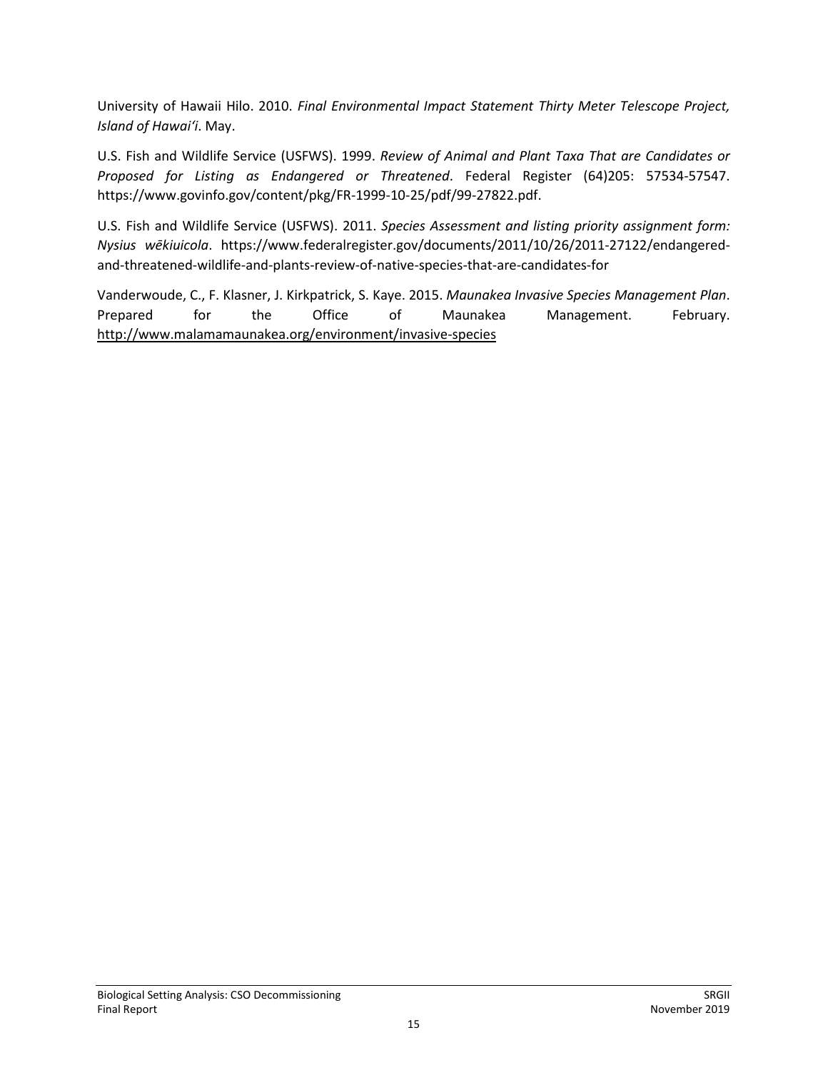University of Hawaii Hilo. 2010. *Final Environmental Impact Statement Thirty Meter Telescope Project, Island of Hawai'i*. May.

U.S. Fish and Wildlife Service (USFWS). 1999. *Review of Animal and Plant Taxa That are Candidates or Proposed for Listing as Endangered or Threatened*. Federal Register (64)205: 57534-57547. https://www.govinfo.gov/content/pkg/FR-1999-10-25/pdf/99-27822.pdf.

U.S. Fish and Wildlife Service (USFWS). 2011. *Species Assessment and listing priority assignment form: Nysius wēkiuicola*. https://www.federalregister.gov/documents/2011/10/26/2011-27122/endangered-and-threatened-wildlife-and-plants-review-of-native-species-that-are-candidates-for

Vanderwoude, C., F. Klasner, J. Kirkpatrick, S. Kaye. 2015. *Maunakea Invasive Species Management Plan*. Prepared for the Office of Maunakea Management. February. http://www.malamamaunakea.org/environment/invasive-species